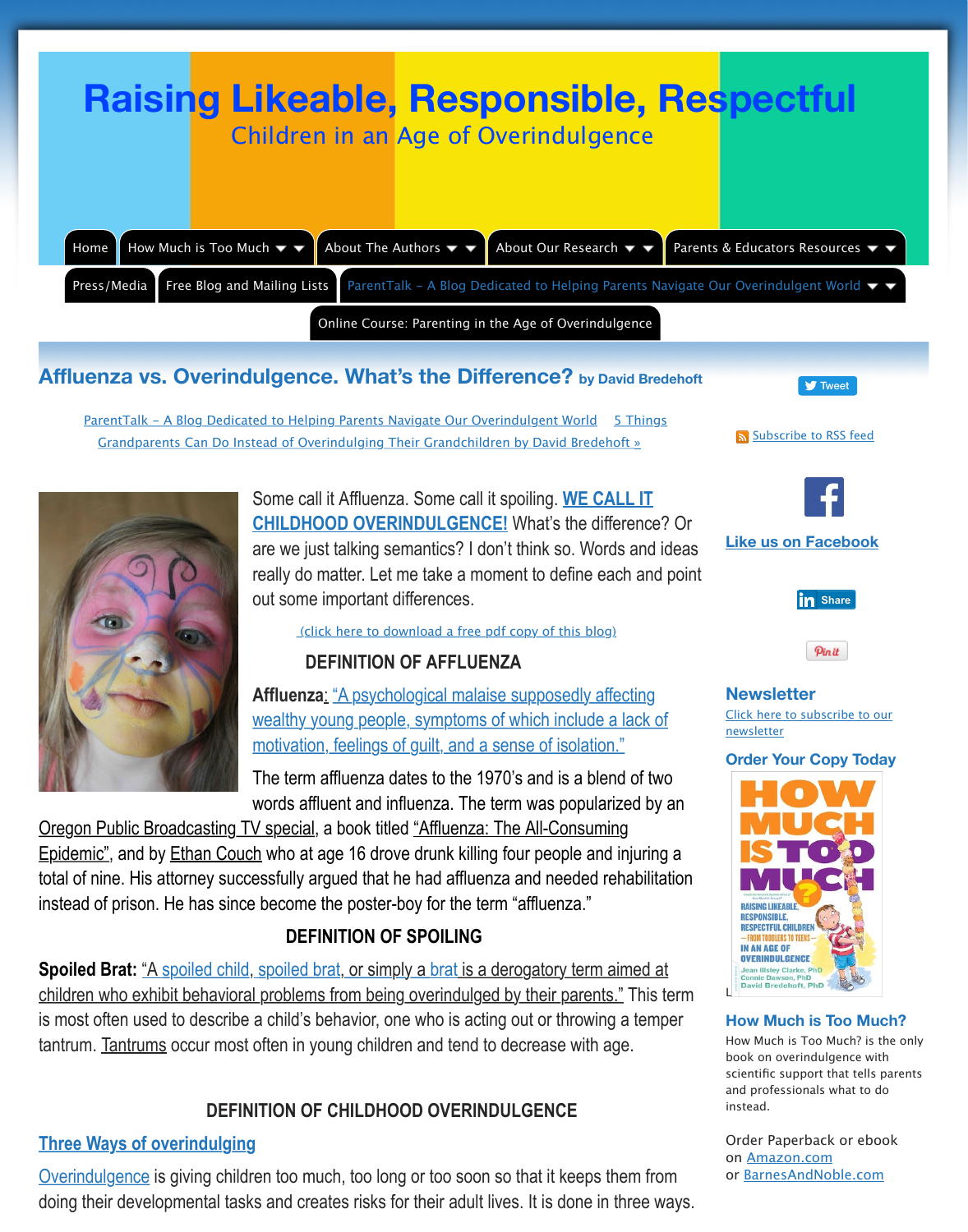# Raising Likeable, Responsible, Respectful

## Children in an Age of Overindulgence

Home | How Much is Too Much | About The Authors | About Our Research | Parents & Educators Resources | Press/Media | Free Blog and Mailing Lists | ParentTalk – A Blog Dedicated to Helping Parents Navigate Our Overindulgent World | Online Course: Parenting in the Age of Overindulgence

## Affluenza vs. Overindulgence. What's the Difference? by David Bredehoft

ParentTalk – A Blog Dedicated to Helping Parents Navigate Our Overindulgent World    5 Things Grandparents Can Do Instead of Overindulging Their Grandchildren by David Bredehoft »

Some call it Affluenza. Some call it spoiling. **WE CALL IT CHILDHOOD OVERINDULGENCE!** What's the difference? Or are we just talking semantics? I don't think so. Words and ideas really do matter. Let me take a moment to define each and point out some important differences.

(click here to download a free pdf copy of this blog)

### DEFINITION OF AFFLUENZA

**Affluenza**: "A psychological malaise supposedly affecting wealthy young people, symptoms of which include a lack of motivation, feelings of guilt, and a sense of isolation."

The term affluenza dates to the 1970's and is a blend of two words affluent and influenza. The term was popularized by an Oregon Public Broadcasting TV special, a book titled "Affluenza: The All-Consuming Epidemic", and by Ethan Couch who at age 16 drove drunk killing four people and injuring a total of nine. His attorney successfully argued that he had affluenza and needed rehabilitation instead of prison. He has since become the poster-boy for the term "affluenza."

### DEFINITION OF SPOILING

**Spoiled Brat:** "A spoiled child, spoiled brat, or simply a brat is a derogatory term aimed at children who exhibit behavioral problems from being overindulged by their parents." This term is most often used to describe a child's behavior, one who is acting out or throwing a temper tantrum. Tantrums occur most often in young children and tend to decrease with age.

### DEFINITION OF CHILDHOOD OVERINDULGENCE

**Three Ways of overindulging**

Overindulgence is giving children too much, too long or too soon so that it keeps them from doing their developmental tasks and creates risks for their adult lives. It is done in three ways.

Tweet

Subscribe to RSS feed

Like us on Facebook

Share

Pin it

### Newsletter

Click here to subscribe to our newsletter

### Order Your Copy Today

### How Much is Too Much?

How Much is Too Much? is the only book on overindulgence with scientific support that tells parents and professionals what to do instead.

Order Paperback or ebook on Amazon.com or BarnesAndNoble.com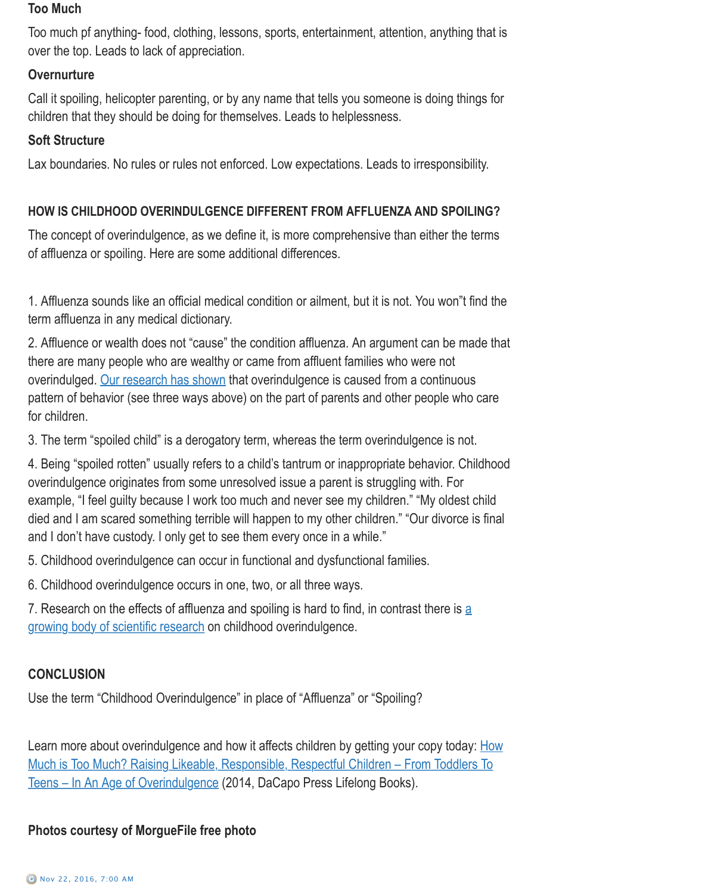### Too Much

Too much pf anything- food, clothing, lessons, sports, entertainment, attention, anything that is over the top. Leads to lack of appreciation.

### Overnurture

Call it spoiling, helicopter parenting, or by any name that tells you someone is doing things for children that they should be doing for themselves. Leads to helplessness.

### Soft Structure

Lax boundaries. No rules or rules not enforced. Low expectations. Leads to irresponsibility.

## HOW IS CHILDHOOD OVERINDULGENCE DIFFERENT FROM AFFLUENZA AND SPOILING?

The concept of overindulgence, as we define it, is more comprehensive than either the terms of affluenza or spoiling. Here are some additional differences.

1. Affluenza sounds like an official medical condition or ailment, but it is not. You won"t find the term affluenza in any medical dictionary.
2. Affluence or wealth does not "cause" the condition affluenza. An argument can be made that there are many people who are wealthy or came from affluent families who were not overindulged. [Our research has shown] that overindulgence is caused from a continuous pattern of behavior (see three ways above) on the part of parents and other people who care for children.
3. The term "spoiled child" is a derogatory term, whereas the term overindulgence is not.
4. Being "spoiled rotten" usually refers to a child's tantrum or inappropriate behavior. Childhood overindulgence originates from some unresolved issue a parent is struggling with. For example, "I feel guilty because I work too much and never see my children." "My oldest child died and I am scared something terrible will happen to my other children." "Our divorce is final and I don't have custody. I only get to see them every once in a while."
5. Childhood overindulgence can occur in functional and dysfunctional families.
6. Childhood overindulgence occurs in one, two, or all three ways.
7. Research on the effects of affluenza and spoiling is hard to find, in contrast there is [a growing body of scientific research] on childhood overindulgence.

## CONCLUSION

Use the term "Childhood Overindulgence" in place of "Affluenza" or "Spoiling?

Learn more about overindulgence and how it affects children by getting your copy today: [How Much is Too Much? Raising Likeable, Responsible, Respectful Children – From Toddlers To Teens – In An Age of Overindulgence] (2014, DaCapo Press Lifelong Books).

**Photos courtesy of MorgueFile free photo**

Nov 22, 2016, 7:00 AM